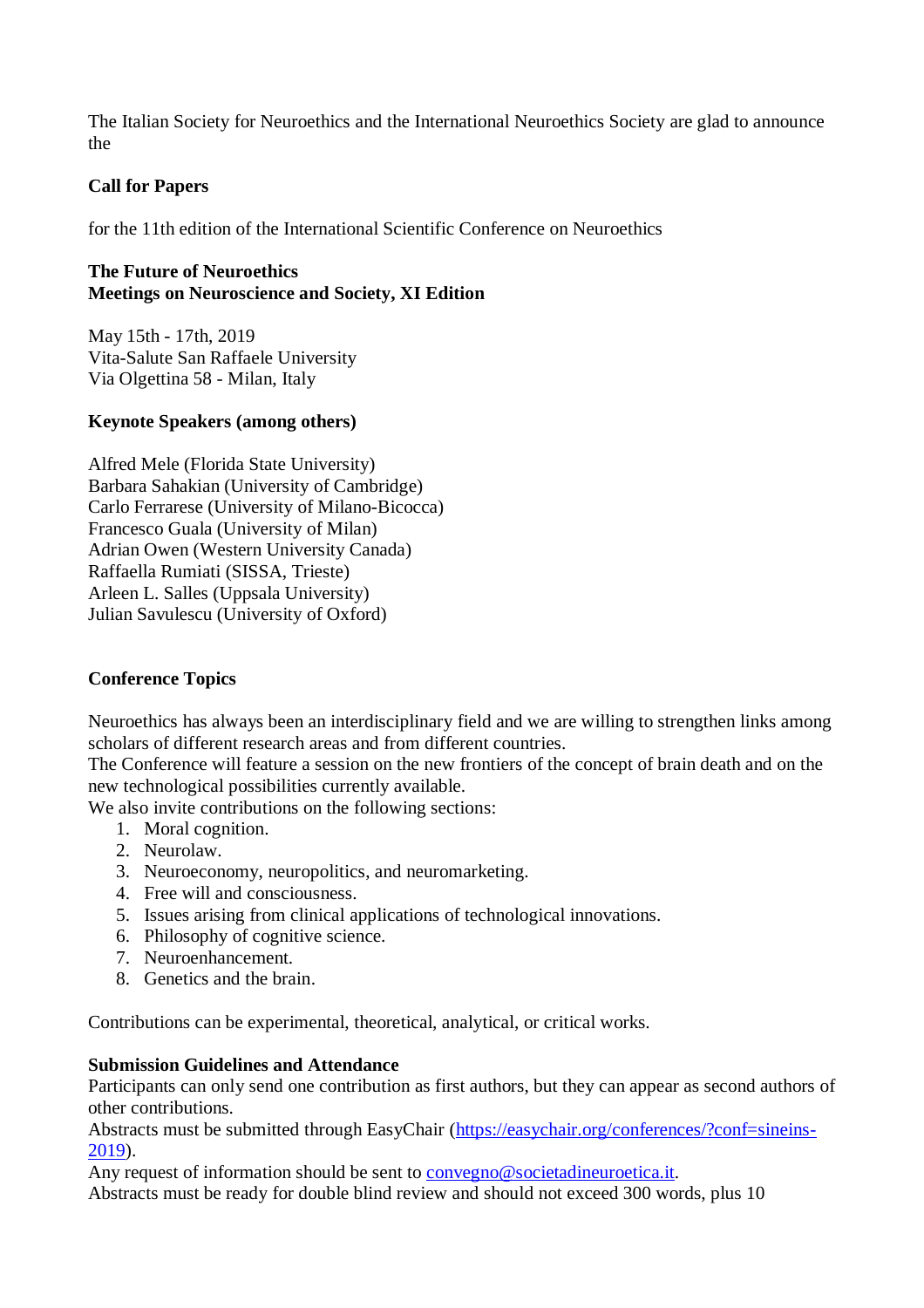The Italian Society for Neuroethics and the International Neuroethics Society are glad to announce the

**Call for Papers**

for the 11th edition of the International Scientific Conference on Neuroethics

**The Future of Neuroethics**
**Meetings on Neuroscience and Society, XI Edition**

May 15th - 17th, 2019
Vita-Salute San Raffaele University
Via Olgettina 58 - Milan, Italy

**Keynote Speakers (among others)**

Alfred Mele (Florida State University)
Barbara Sahakian (University of Cambridge)
Carlo Ferrarese (University of Milano-Bicocca)
Francesco Guala (University of Milan)
Adrian Owen (Western University Canada)
Raffaella Rumiati (SISSA, Trieste)
Arleen L. Salles (Uppsala University)
Julian Savulescu (University of Oxford)

**Conference Topics**

Neuroethics has always been an interdisciplinary field and we are willing to strengthen links among scholars of different research areas and from different countries.
The Conference will feature a session on the new frontiers of the concept of brain death and on the new technological possibilities currently available.
We also invite contributions on the following sections:

1. Moral cognition.
2. Neurolaw.
3. Neuroeconomy, neuropolitics, and neuromarketing.
4. Free will and consciousness.
5. Issues arising from clinical applications of technological innovations.
6. Philosophy of cognitive science.
7. Neuroenhancement.
8. Genetics and the brain.

Contributions can be experimental, theoretical, analytical, or critical works.

**Submission Guidelines and Attendance**
Participants can only send one contribution as first authors, but they can appear as second authors of other contributions.
Abstracts must be submitted through EasyChair (https://easychair.org/conferences/?conf=sineins-2019).
Any request of information should be sent to convegno@societadineuroetica.it.
Abstracts must be ready for double blind review and should not exceed 300 words, plus 10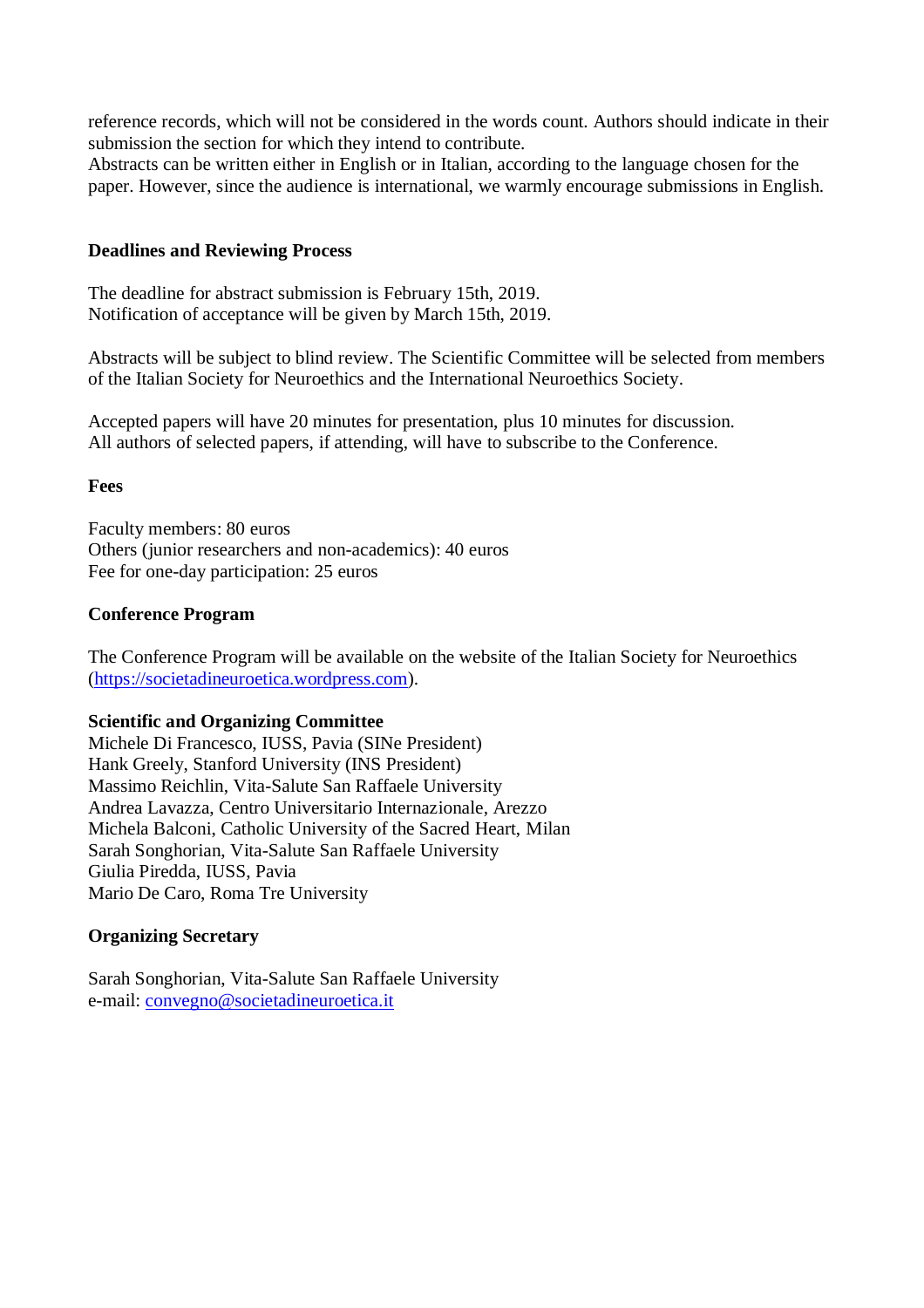reference records, which will not be considered in the words count. Authors should indicate in their submission the section for which they intend to contribute.
Abstracts can be written either in English or in Italian, according to the language chosen for the paper. However, since the audience is international, we warmly encourage submissions in English.

**Deadlines and Reviewing Process**

The deadline for abstract submission is February 15th, 2019.
Notification of acceptance will be given by March 15th, 2019.

Abstracts will be subject to blind review. The Scientific Committee will be selected from members of the Italian Society for Neuroethics and the International Neuroethics Society.

Accepted papers will have 20 minutes for presentation, plus 10 minutes for discussion.
All authors of selected papers, if attending, will have to subscribe to the Conference.

**Fees**

Faculty members: 80 euros
Others (junior researchers and non-academics): 40 euros
Fee for one-day participation: 25 euros

**Conference Program**

The Conference Program will be available on the website of the Italian Society for Neuroethics (https://societadineuroetica.wordpress.com).

**Scientific and Organizing Committee**
Michele Di Francesco, IUSS, Pavia (SINe President)
Hank Greely, Stanford University (INS President)
Massimo Reichlin, Vita-Salute San Raffaele University
Andrea Lavazza, Centro Universitario Internazionale, Arezzo
Michela Balconi, Catholic University of the Sacred Heart, Milan
Sarah Songhorian, Vita-Salute San Raffaele University
Giulia Piredda, IUSS, Pavia
Mario De Caro, Roma Tre University

**Organizing Secretary**

Sarah Songhorian, Vita-Salute San Raffaele University
e-mail: convegno@societadineuroetica.it